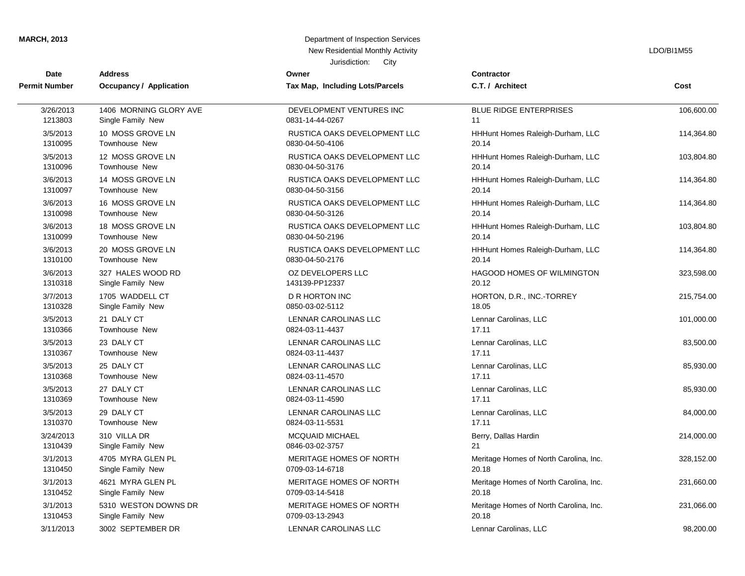**MARCH, 2013**

Department of Inspection Services
New Residential Monthly Activity
Jurisdiction: City

LDO/BI1M55

| Date / Permit Number | Address / Occupancy / Application | Owner / Tax Map, Including Lots/Parcels | Contractor / C.T. / Architect | Cost |
|---|---|---|---|---|
| 3/26/2013<br>1213803 | 1406 MORNING GLORY AVE<br>Single Family New | DEVELOPMENT VENTURES INC<br>0831-14-44-0267 | BLUE RIDGE ENTERPRISES<br>11 | 106,600.00 |
| 3/5/2013<br>1310095 | 10 MOSS GROVE LN<br>Townhouse New | RUSTICA OAKS DEVELOPMENT LLC<br>0830-04-50-4106 | HHHunt Homes Raleigh-Durham, LLC<br>20.14 | 114,364.80 |
| 3/5/2013<br>1310096 | 12 MOSS GROVE LN<br>Townhouse New | RUSTICA OAKS DEVELOPMENT LLC<br>0830-04-50-3176 | HHHunt Homes Raleigh-Durham, LLC<br>20.14 | 103,804.80 |
| 3/6/2013<br>1310097 | 14 MOSS GROVE LN<br>Townhouse New | RUSTICA OAKS DEVELOPMENT LLC<br>0830-04-50-3156 | HHHunt Homes Raleigh-Durham, LLC<br>20.14 | 114,364.80 |
| 3/6/2013<br>1310098 | 16 MOSS GROVE LN<br>Townhouse New | RUSTICA OAKS DEVELOPMENT LLC<br>0830-04-50-3126 | HHHunt Homes Raleigh-Durham, LLC<br>20.14 | 114,364.80 |
| 3/6/2013<br>1310099 | 18 MOSS GROVE LN<br>Townhouse New | RUSTICA OAKS DEVELOPMENT LLC<br>0830-04-50-2196 | HHHunt Homes Raleigh-Durham, LLC<br>20.14 | 103,804.80 |
| 3/6/2013<br>1310100 | 20 MOSS GROVE LN<br>Townhouse New | RUSTICA OAKS DEVELOPMENT LLC<br>0830-04-50-2176 | HHHunt Homes Raleigh-Durham, LLC<br>20.14 | 114,364.80 |
| 3/6/2013<br>1310318 | 327 HALES WOOD RD<br>Single Family New | OZ DEVELOPERS LLC<br>143139-PP12337 | HAGOOD HOMES OF WILMINGTON<br>20.12 | 323,598.00 |
| 3/7/2013<br>1310328 | 1705 WADDELL CT<br>Single Family New | D R HORTON INC<br>0850-03-02-5112 | HORTON, D.R., INC.-TORREY<br>18.05 | 215,754.00 |
| 3/5/2013<br>1310366 | 21 DALY CT<br>Townhouse New | LENNAR CAROLINAS LLC<br>0824-03-11-4437 | Lennar Carolinas, LLC<br>17.11 | 101,000.00 |
| 3/5/2013<br>1310367 | 23 DALY CT<br>Townhouse New | LENNAR CAROLINAS LLC<br>0824-03-11-4437 | Lennar Carolinas, LLC<br>17.11 | 83,500.00 |
| 3/5/2013<br>1310368 | 25 DALY CT<br>Townhouse New | LENNAR CAROLINAS LLC<br>0824-03-11-4570 | Lennar Carolinas, LLC<br>17.11 | 85,930.00 |
| 3/5/2013<br>1310369 | 27 DALY CT<br>Townhouse New | LENNAR CAROLINAS LLC<br>0824-03-11-4590 | Lennar Carolinas, LLC<br>17.11 | 85,930.00 |
| 3/5/2013<br>1310370 | 29 DALY CT<br>Townhouse New | LENNAR CAROLINAS LLC<br>0824-03-11-5531 | Lennar Carolinas, LLC<br>17.11 | 84,000.00 |
| 3/24/2013<br>1310439 | 310 VILLA DR<br>Single Family New | MCQUAID MICHAEL<br>0846-03-02-3757 | Berry, Dallas Hardin<br>21 | 214,000.00 |
| 3/1/2013<br>1310450 | 4705 MYRA GLEN PL<br>Single Family New | MERITAGE HOMES OF NORTH<br>0709-03-14-6718 | Meritage Homes of North Carolina, Inc.<br>20.18 | 328,152.00 |
| 3/1/2013<br>1310452 | 4621 MYRA GLEN PL<br>Single Family New | MERITAGE HOMES OF NORTH<br>0709-03-14-5418 | Meritage Homes of North Carolina, Inc.<br>20.18 | 231,660.00 |
| 3/1/2013<br>1310453 | 5310 WESTON DOWNS DR<br>Single Family New | MERITAGE HOMES OF NORTH<br>0709-03-13-2943 | Meritage Homes of North Carolina, Inc.<br>20.18 | 231,066.00 |
| 3/11/2013 | 3002 SEPTEMBER DR | LENNAR CAROLINAS LLC | Lennar Carolinas, LLC | 98,200.00 |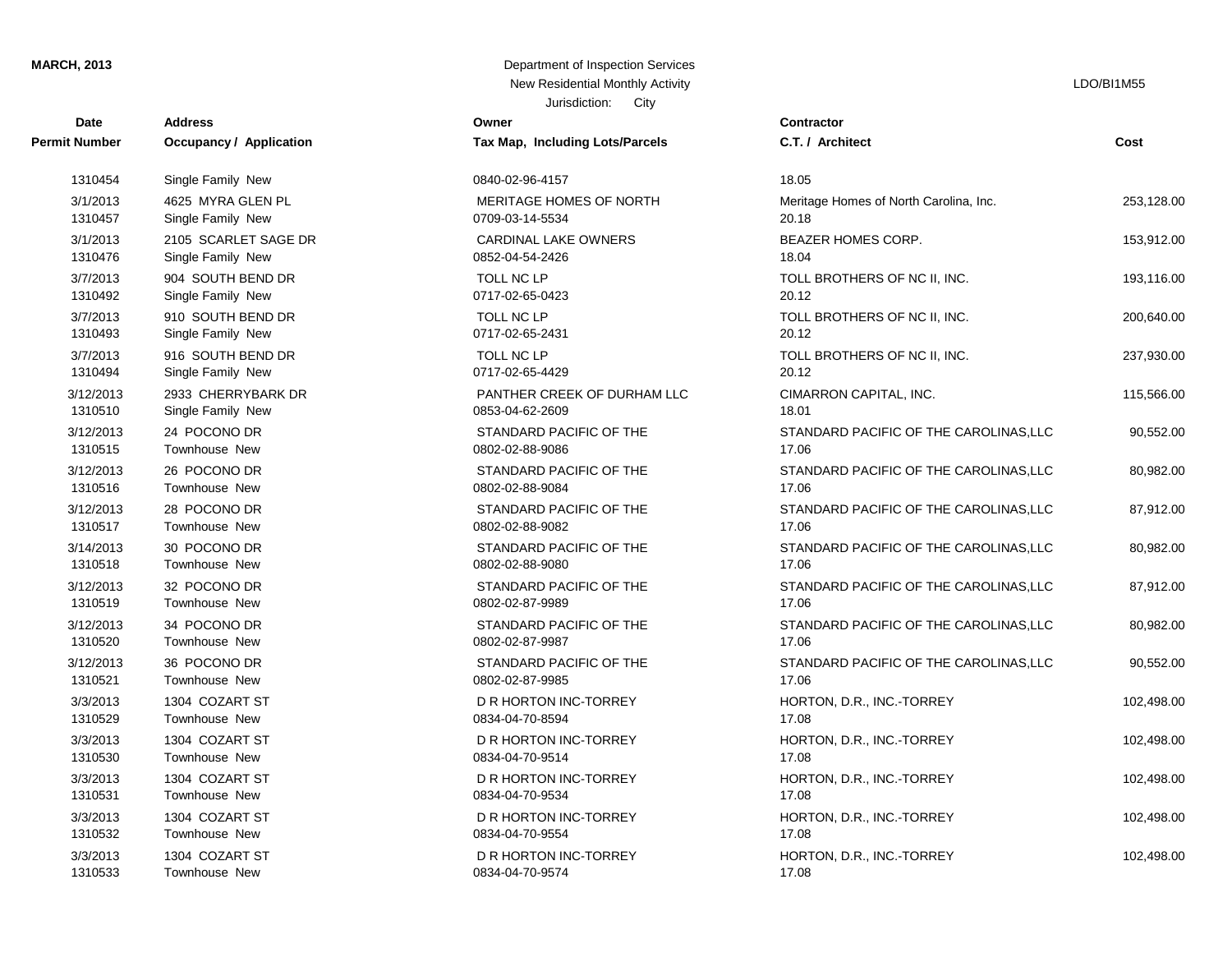**MARCH, 2013**

Department of Inspection Services
New Residential Monthly Activity
Jurisdiction: City

LDO/BI1M55

| Date<br>Permit Number | Address<br>Occupancy / Application | Owner<br>Tax Map, Including Lots/Parcels | Contractor<br>C.T. / Architect | Cost |
|---|---|---|---|---|
| 1310454 | Single Family New | 0840-02-96-4157 | 18.05 | |
| 3/1/2013<br>1310457 | 4625 MYRA GLEN PL<br>Single Family New | MERITAGE HOMES OF NORTH<br>0709-03-14-5534 | Meritage Homes of North Carolina, Inc.<br>20.18 | 253,128.00 |
| 3/1/2013<br>1310476 | 2105 SCARLET SAGE DR<br>Single Family New | CARDINAL LAKE OWNERS<br>0852-04-54-2426 | BEAZER HOMES CORP.<br>18.04 | 153,912.00 |
| 3/7/2013<br>1310492 | 904 SOUTH BEND DR<br>Single Family New | TOLL NC LP<br>0717-02-65-0423 | TOLL BROTHERS OF NC II, INC.<br>20.12 | 193,116.00 |
| 3/7/2013<br>1310493 | 910 SOUTH BEND DR<br>Single Family New | TOLL NC LP<br>0717-02-65-2431 | TOLL BROTHERS OF NC II, INC.<br>20.12 | 200,640.00 |
| 3/7/2013<br>1310494 | 916 SOUTH BEND DR<br>Single Family New | TOLL NC LP<br>0717-02-65-4429 | TOLL BROTHERS OF NC II, INC.<br>20.12 | 237,930.00 |
| 3/12/2013<br>1310510 | 2933 CHERRYBARK DR<br>Single Family New | PANTHER CREEK OF DURHAM LLC<br>0853-04-62-2609 | CIMARRON CAPITAL, INC.<br>18.01 | 115,566.00 |
| 3/12/2013<br>1310515 | 24 POCONO DR<br>Townhouse New | STANDARD PACIFIC OF THE<br>0802-02-88-9086 | STANDARD PACIFIC OF THE CAROLINAS,LLC<br>17.06 | 90,552.00 |
| 3/12/2013<br>1310516 | 26 POCONO DR<br>Townhouse New | STANDARD PACIFIC OF THE<br>0802-02-88-9084 | STANDARD PACIFIC OF THE CAROLINAS,LLC<br>17.06 | 80,982.00 |
| 3/12/2013<br>1310517 | 28 POCONO DR<br>Townhouse New | STANDARD PACIFIC OF THE<br>0802-02-88-9082 | STANDARD PACIFIC OF THE CAROLINAS,LLC<br>17.06 | 87,912.00 |
| 3/14/2013<br>1310518 | 30 POCONO DR<br>Townhouse New | STANDARD PACIFIC OF THE<br>0802-02-88-9080 | STANDARD PACIFIC OF THE CAROLINAS,LLC<br>17.06 | 80,982.00 |
| 3/12/2013<br>1310519 | 32 POCONO DR<br>Townhouse New | STANDARD PACIFIC OF THE<br>0802-02-87-9989 | STANDARD PACIFIC OF THE CAROLINAS,LLC<br>17.06 | 87,912.00 |
| 3/12/2013<br>1310520 | 34 POCONO DR<br>Townhouse New | STANDARD PACIFIC OF THE<br>0802-02-87-9987 | STANDARD PACIFIC OF THE CAROLINAS,LLC<br>17.06 | 80,982.00 |
| 3/12/2013<br>1310521 | 36 POCONO DR<br>Townhouse New | STANDARD PACIFIC OF THE<br>0802-02-87-9985 | STANDARD PACIFIC OF THE CAROLINAS,LLC<br>17.06 | 90,552.00 |
| 3/3/2013<br>1310529 | 1304 COZART ST<br>Townhouse New | D R HORTON INC-TORREY<br>0834-04-70-8594 | HORTON, D.R., INC.-TORREY<br>17.08 | 102,498.00 |
| 3/3/2013<br>1310530 | 1304 COZART ST<br>Townhouse New | D R HORTON INC-TORREY<br>0834-04-70-9514 | HORTON, D.R., INC.-TORREY<br>17.08 | 102,498.00 |
| 3/3/2013<br>1310531 | 1304 COZART ST<br>Townhouse New | D R HORTON INC-TORREY<br>0834-04-70-9534 | HORTON, D.R., INC.-TORREY<br>17.08 | 102,498.00 |
| 3/3/2013<br>1310532 | 1304 COZART ST<br>Townhouse New | D R HORTON INC-TORREY<br>0834-04-70-9554 | HORTON, D.R., INC.-TORREY<br>17.08 | 102,498.00 |
| 3/3/2013<br>1310533 | 1304 COZART ST<br>Townhouse New | D R HORTON INC-TORREY<br>0834-04-70-9574 | HORTON, D.R., INC.-TORREY<br>17.08 | 102,498.00 |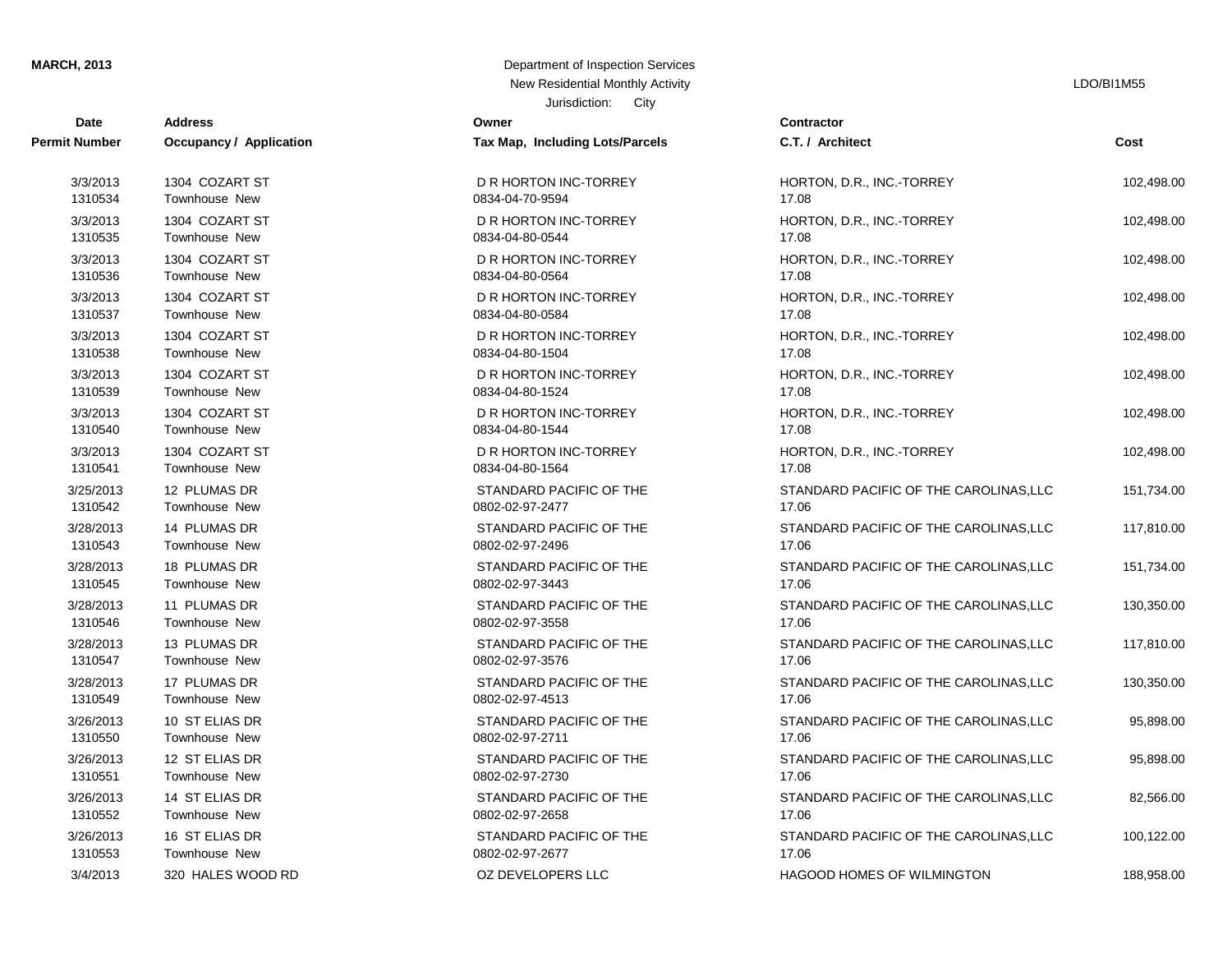**MARCH, 2013**

Department of Inspection Services
New Residential Monthly Activity
Jurisdiction: City

LDO/BI1M55

| Date / Permit Number | Address / Occupancy / Application | Owner / Tax Map, Including Lots/Parcels | Contractor / C.T. / Architect | Cost |
|---|---|---|---|---|
| 3/3/2013<br>1310534 | 1304 COZART ST<br>Townhouse New | D R HORTON INC-TORREY<br>0834-04-70-9594 | HORTON, D.R., INC.-TORREY<br>17.08 | 102,498.00 |
| 3/3/2013<br>1310535 | 1304 COZART ST<br>Townhouse New | D R HORTON INC-TORREY<br>0834-04-80-0544 | HORTON, D.R., INC.-TORREY<br>17.08 | 102,498.00 |
| 3/3/2013<br>1310536 | 1304 COZART ST<br>Townhouse New | D R HORTON INC-TORREY<br>0834-04-80-0564 | HORTON, D.R., INC.-TORREY<br>17.08 | 102,498.00 |
| 3/3/2013<br>1310537 | 1304 COZART ST<br>Townhouse New | D R HORTON INC-TORREY<br>0834-04-80-0584 | HORTON, D.R., INC.-TORREY<br>17.08 | 102,498.00 |
| 3/3/2013<br>1310538 | 1304 COZART ST<br>Townhouse New | D R HORTON INC-TORREY<br>0834-04-80-1504 | HORTON, D.R., INC.-TORREY<br>17.08 | 102,498.00 |
| 3/3/2013<br>1310539 | 1304 COZART ST<br>Townhouse New | D R HORTON INC-TORREY<br>0834-04-80-1524 | HORTON, D.R., INC.-TORREY<br>17.08 | 102,498.00 |
| 3/3/2013<br>1310540 | 1304 COZART ST<br>Townhouse New | D R HORTON INC-TORREY<br>0834-04-80-1544 | HORTON, D.R., INC.-TORREY<br>17.08 | 102,498.00 |
| 3/3/2013<br>1310541 | 1304 COZART ST<br>Townhouse New | D R HORTON INC-TORREY<br>0834-04-80-1564 | HORTON, D.R., INC.-TORREY<br>17.08 | 102,498.00 |
| 3/25/2013<br>1310542 | 12 PLUMAS DR<br>Townhouse New | STANDARD PACIFIC OF THE<br>0802-02-97-2477 | STANDARD PACIFIC OF THE CAROLINAS,LLC<br>17.06 | 151,734.00 |
| 3/28/2013<br>1310543 | 14 PLUMAS DR<br>Townhouse New | STANDARD PACIFIC OF THE<br>0802-02-97-2496 | STANDARD PACIFIC OF THE CAROLINAS,LLC<br>17.06 | 117,810.00 |
| 3/28/2013<br>1310545 | 18 PLUMAS DR<br>Townhouse New | STANDARD PACIFIC OF THE<br>0802-02-97-3443 | STANDARD PACIFIC OF THE CAROLINAS,LLC<br>17.06 | 151,734.00 |
| 3/28/2013<br>1310546 | 11 PLUMAS DR<br>Townhouse New | STANDARD PACIFIC OF THE<br>0802-02-97-3558 | STANDARD PACIFIC OF THE CAROLINAS,LLC<br>17.06 | 130,350.00 |
| 3/28/2013<br>1310547 | 13 PLUMAS DR<br>Townhouse New | STANDARD PACIFIC OF THE<br>0802-02-97-3576 | STANDARD PACIFIC OF THE CAROLINAS,LLC<br>17.06 | 117,810.00 |
| 3/28/2013<br>1310549 | 17 PLUMAS DR<br>Townhouse New | STANDARD PACIFIC OF THE<br>0802-02-97-4513 | STANDARD PACIFIC OF THE CAROLINAS,LLC<br>17.06 | 130,350.00 |
| 3/26/2013<br>1310550 | 10 ST ELIAS DR<br>Townhouse New | STANDARD PACIFIC OF THE<br>0802-02-97-2711 | STANDARD PACIFIC OF THE CAROLINAS,LLC<br>17.06 | 95,898.00 |
| 3/26/2013<br>1310551 | 12 ST ELIAS DR<br>Townhouse New | STANDARD PACIFIC OF THE<br>0802-02-97-2730 | STANDARD PACIFIC OF THE CAROLINAS,LLC<br>17.06 | 95,898.00 |
| 3/26/2013<br>1310552 | 14 ST ELIAS DR<br>Townhouse New | STANDARD PACIFIC OF THE<br>0802-02-97-2658 | STANDARD PACIFIC OF THE CAROLINAS,LLC<br>17.06 | 82,566.00 |
| 3/26/2013<br>1310553 | 16 ST ELIAS DR<br>Townhouse New | STANDARD PACIFIC OF THE<br>0802-02-97-2677 | STANDARD PACIFIC OF THE CAROLINAS,LLC<br>17.06 | 100,122.00 |
| 3/4/2013 | 320 HALES WOOD RD | OZ DEVELOPERS LLC | HAGOOD HOMES OF WILMINGTON | 188,958.00 |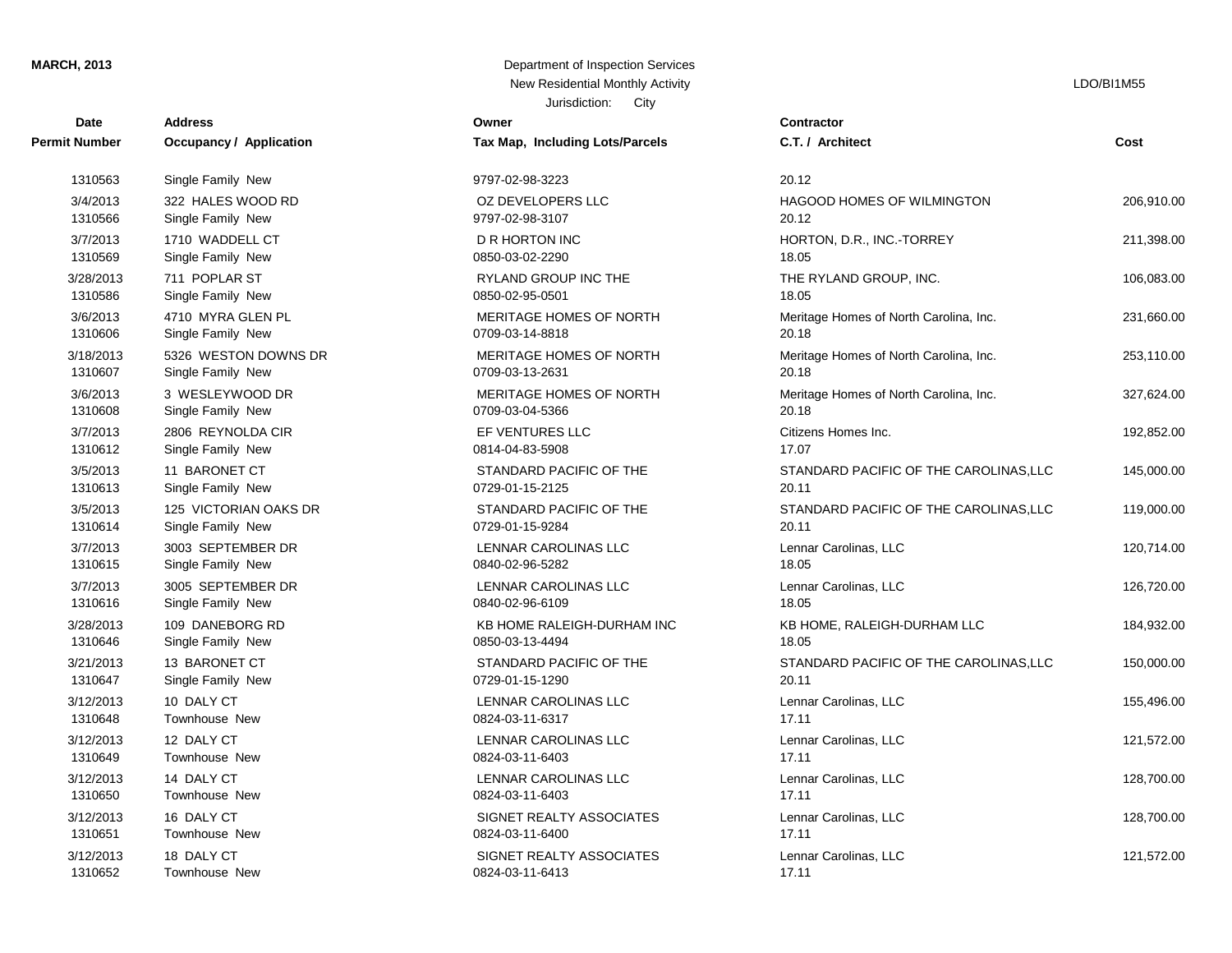| Date / Permit Number | Address / Occupancy / Application | Owner / Tax Map, Including Lots/Parcels | Contractor / C.T. / Architect | Cost |
|---|---|---|---|---|
| 1310563 | Single Family New | 9797-02-98-3223 | 20.12 | |
| 3/4/2013 | 322 HALES WOOD RD | OZ DEVELOPERS LLC | HAGOOD HOMES OF WILMINGTON | 206,910.00 |
| 1310566 | Single Family New | 9797-02-98-3107 | 20.12 | |
| 3/7/2013 | 1710 WADDELL CT | D R HORTON INC | HORTON, D.R., INC.-TORREY | 211,398.00 |
| 1310569 | Single Family New | 0850-03-02-2290 | 18.05 | |
| 3/28/2013 | 711 POPLAR ST | RYLAND GROUP INC THE | THE RYLAND GROUP, INC. | 106,083.00 |
| 1310586 | Single Family New | 0850-02-95-0501 | 18.05 | |
| 3/6/2013 | 4710 MYRA GLEN PL | MERITAGE HOMES OF NORTH | Meritage Homes of North Carolina, Inc. | 231,660.00 |
| 1310606 | Single Family New | 0709-03-14-8818 | 20.18 | |
| 3/18/2013 | 5326 WESTON DOWNS DR | MERITAGE HOMES OF NORTH | Meritage Homes of North Carolina, Inc. | 253,110.00 |
| 1310607 | Single Family New | 0709-03-13-2631 | 20.18 | |
| 3/6/2013 | 3 WESLEYWOOD DR | MERITAGE HOMES OF NORTH | Meritage Homes of North Carolina, Inc. | 327,624.00 |
| 1310608 | Single Family New | 0709-03-04-5366 | 20.18 | |
| 3/7/2013 | 2806 REYNOLDA CIR | EF VENTURES LLC | Citizens Homes Inc. | 192,852.00 |
| 1310612 | Single Family New | 0814-04-83-5908 | 17.07 | |
| 3/5/2013 | 11 BARONET CT | STANDARD PACIFIC OF THE | STANDARD PACIFIC OF THE CAROLINAS,LLC | 145,000.00 |
| 1310613 | Single Family New | 0729-01-15-2125 | 20.11 | |
| 3/5/2013 | 125 VICTORIAN OAKS DR | STANDARD PACIFIC OF THE | STANDARD PACIFIC OF THE CAROLINAS,LLC | 119,000.00 |
| 1310614 | Single Family New | 0729-01-15-9284 | 20.11 | |
| 3/7/2013 | 3003 SEPTEMBER DR | LENNAR CAROLINAS LLC | Lennar Carolinas, LLC | 120,714.00 |
| 1310615 | Single Family New | 0840-02-96-5282 | 18.05 | |
| 3/7/2013 | 3005 SEPTEMBER DR | LENNAR CAROLINAS LLC | Lennar Carolinas, LLC | 126,720.00 |
| 1310616 | Single Family New | 0840-02-96-6109 | 18.05 | |
| 3/28/2013 | 109 DANEBORG RD | KB HOME RALEIGH-DURHAM INC | KB HOME, RALEIGH-DURHAM LLC | 184,932.00 |
| 1310646 | Single Family New | 0850-03-13-4494 | 18.05 | |
| 3/21/2013 | 13 BARONET CT | STANDARD PACIFIC OF THE | STANDARD PACIFIC OF THE CAROLINAS,LLC | 150,000.00 |
| 1310647 | Single Family New | 0729-01-15-1290 | 20.11 | |
| 3/12/2013 | 10 DALY CT | LENNAR CAROLINAS LLC | Lennar Carolinas, LLC | 155,496.00 |
| 1310648 | Townhouse New | 0824-03-11-6317 | 17.11 | |
| 3/12/2013 | 12 DALY CT | LENNAR CAROLINAS LLC | Lennar Carolinas, LLC | 121,572.00 |
| 1310649 | Townhouse New | 0824-03-11-6403 | 17.11 | |
| 3/12/2013 | 14 DALY CT | LENNAR CAROLINAS LLC | Lennar Carolinas, LLC | 128,700.00 |
| 1310650 | Townhouse New | 0824-03-11-6403 | 17.11 | |
| 3/12/2013 | 16 DALY CT | SIGNET REALTY ASSOCIATES | Lennar Carolinas, LLC | 128,700.00 |
| 1310651 | Townhouse New | 0824-03-11-6400 | 17.11 | |
| 3/12/2013 | 18 DALY CT | SIGNET REALTY ASSOCIATES | Lennar Carolinas, LLC | 121,572.00 |
| 1310652 | Townhouse New | 0824-03-11-6413 | 17.11 | |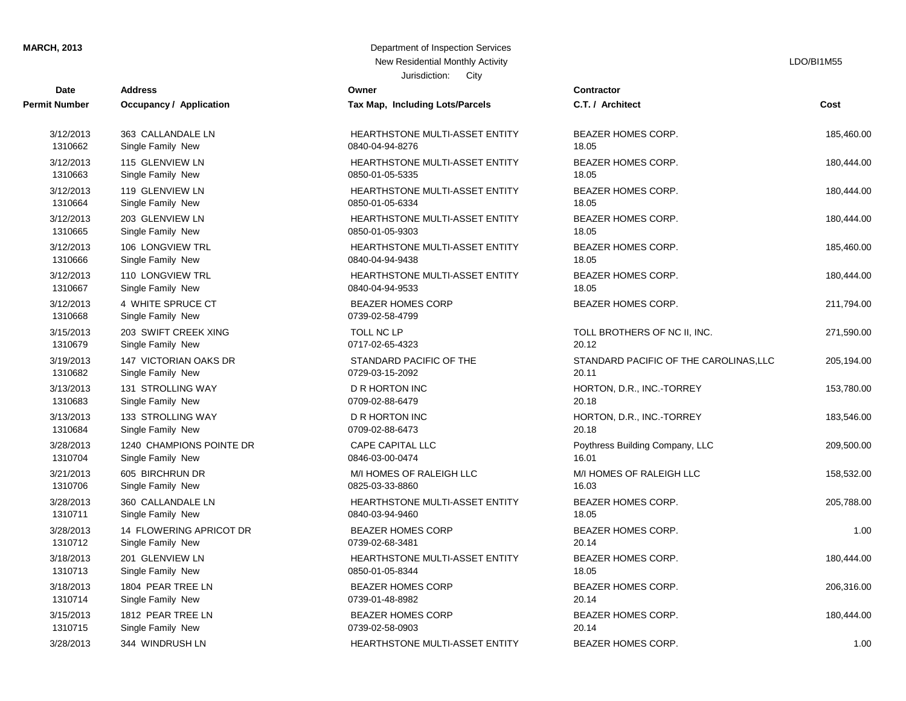**MARCH, 2013**

Department of Inspection Services
New Residential Monthly Activity
Jurisdiction: City

LDO/BI1M55

| Date<br>Permit Number | Address<br>Occupancy / Application | Owner<br>Tax Map, Including Lots/Parcels | Contractor<br>C.T. / Architect | Cost |
|---|---|---|---|---|
| 3/12/2013<br>1310662 | 363 CALLANDALE LN<br>Single Family New | HEARTHSTONE MULTI-ASSET ENTITY<br>0840-04-94-8276 | BEAZER HOMES CORP.<br>18.05 | 185,460.00 |
| 3/12/2013<br>1310663 | 115 GLENVIEW LN<br>Single Family New | HEARTHSTONE MULTI-ASSET ENTITY<br>0850-01-05-5335 | BEAZER HOMES CORP.<br>18.05 | 180,444.00 |
| 3/12/2013<br>1310664 | 119 GLENVIEW LN<br>Single Family New | HEARTHSTONE MULTI-ASSET ENTITY<br>0850-01-05-6334 | BEAZER HOMES CORP.<br>18.05 | 180,444.00 |
| 3/12/2013<br>1310665 | 203 GLENVIEW LN<br>Single Family New | HEARTHSTONE MULTI-ASSET ENTITY<br>0850-01-05-9303 | BEAZER HOMES CORP.<br>18.05 | 180,444.00 |
| 3/12/2013<br>1310666 | 106 LONGVIEW TRL<br>Single Family New | HEARTHSTONE MULTI-ASSET ENTITY<br>0840-04-94-9438 | BEAZER HOMES CORP.<br>18.05 | 185,460.00 |
| 3/12/2013<br>1310667 | 110 LONGVIEW TRL<br>Single Family New | HEARTHSTONE MULTI-ASSET ENTITY<br>0840-04-94-9533 | BEAZER HOMES CORP.<br>18.05 | 180,444.00 |
| 3/12/2013<br>1310668 | 4 WHITE SPRUCE CT<br>Single Family New | BEAZER HOMES CORP<br>0739-02-58-4799 | BEAZER HOMES CORP. | 211,794.00 |
| 3/15/2013<br>1310679 | 203 SWIFT CREEK XING<br>Single Family New | TOLL NC LP<br>0717-02-65-4323 | TOLL BROTHERS OF NC II, INC.<br>20.12 | 271,590.00 |
| 3/19/2013<br>1310682 | 147 VICTORIAN OAKS DR<br>Single Family New | STANDARD PACIFIC OF THE<br>0729-03-15-2092 | STANDARD PACIFIC OF THE CAROLINAS,LLC<br>20.11 | 205,194.00 |
| 3/13/2013<br>1310683 | 131 STROLLING WAY<br>Single Family New | D R HORTON INC<br>0709-02-88-6479 | HORTON, D.R., INC.-TORREY<br>20.18 | 153,780.00 |
| 3/13/2013<br>1310684 | 133 STROLLING WAY<br>Single Family New | D R HORTON INC<br>0709-02-88-6473 | HORTON, D.R., INC.-TORREY<br>20.18 | 183,546.00 |
| 3/28/2013<br>1310704 | 1240 CHAMPIONS POINTE DR<br>Single Family New | CAPE CAPITAL LLC<br>0846-03-00-0474 | Poythress Building Company, LLC<br>16.01 | 209,500.00 |
| 3/21/2013<br>1310706 | 605 BIRCHRUN DR<br>Single Family New | M/I HOMES OF RALEIGH LLC<br>0825-03-33-8860 | M/I HOMES OF RALEIGH LLC<br>16.03 | 158,532.00 |
| 3/28/2013<br>1310711 | 360 CALLANDALE LN<br>Single Family New | HEARTHSTONE MULTI-ASSET ENTITY<br>0840-03-94-9460 | BEAZER HOMES CORP.<br>18.05 | 205,788.00 |
| 3/28/2013<br>1310712 | 14 FLOWERING APRICOT DR<br>Single Family New | BEAZER HOMES CORP<br>0739-02-68-3481 | BEAZER HOMES CORP.<br>20.14 | 1.00 |
| 3/18/2013<br>1310713 | 201 GLENVIEW LN<br>Single Family New | HEARTHSTONE MULTI-ASSET ENTITY<br>0850-01-05-8344 | BEAZER HOMES CORP.<br>18.05 | 180,444.00 |
| 3/18/2013<br>1310714 | 1804 PEAR TREE LN<br>Single Family New | BEAZER HOMES CORP<br>0739-01-48-8982 | BEAZER HOMES CORP.<br>20.14 | 206,316.00 |
| 3/15/2013<br>1310715 | 1812 PEAR TREE LN<br>Single Family New | BEAZER HOMES CORP<br>0739-02-58-0903 | BEAZER HOMES CORP.<br>20.14 | 180,444.00 |
| 3/28/2013 | 344 WINDRUSH LN | HEARTHSTONE MULTI-ASSET ENTITY | BEAZER HOMES CORP. | 1.00 |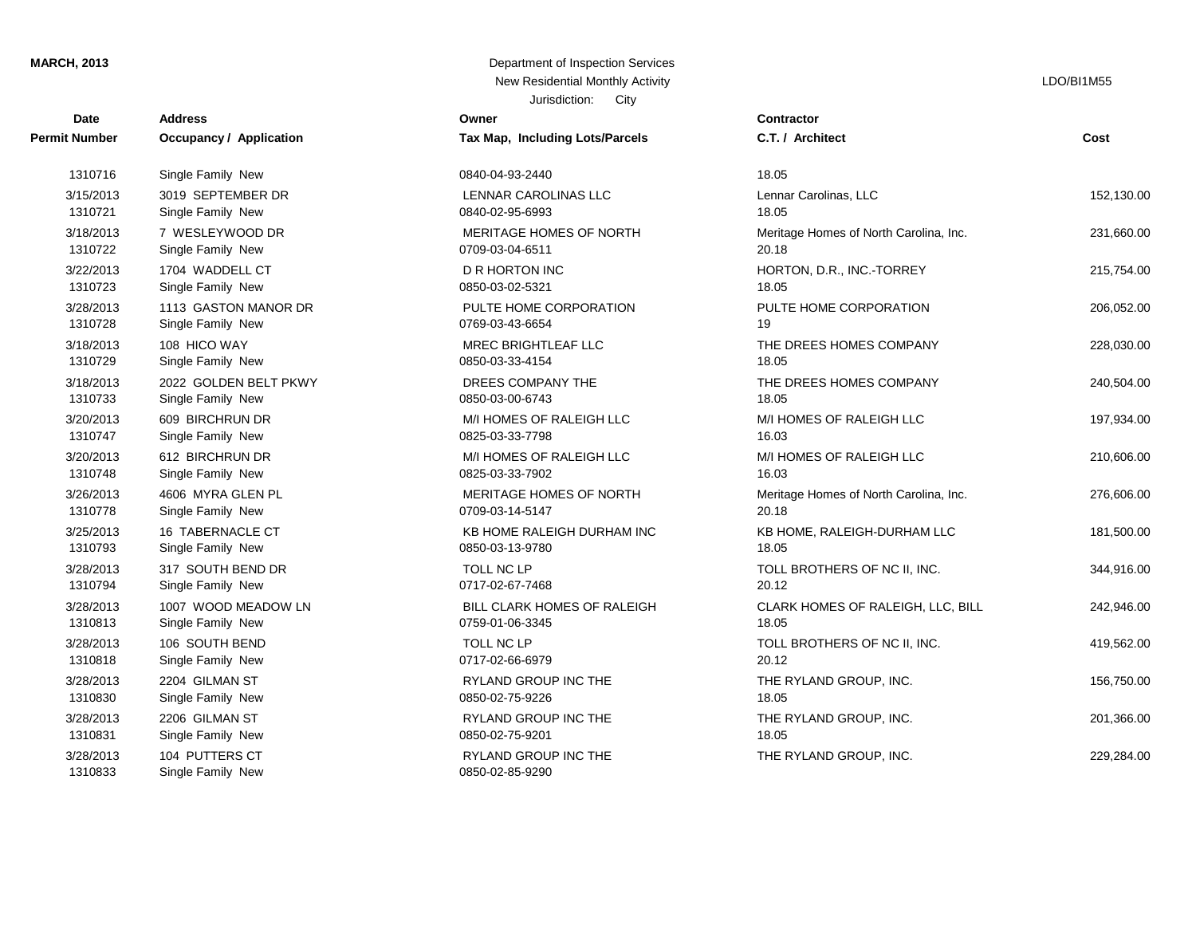**MARCH, 2013**

Department of Inspection Services
New Residential Monthly Activity
Jurisdiction: City

LDO/BI1M55

| Date / Permit Number | Address / Occupancy / Application | Owner / Tax Map, Including Lots/Parcels | Contractor / C.T. / Architect | Cost |
|---|---|---|---|---|
| 1310716 | Single Family New | 0840-04-93-2440 | 18.05 | |
| 3/15/2013 | 3019 SEPTEMBER DR | LENNAR CAROLINAS LLC | Lennar Carolinas, LLC | 152,130.00 |
| 1310721 | Single Family New | 0840-02-95-6993 | 18.05 | |
| 3/18/2013 | 7 WESLEYWOOD DR | MERITAGE HOMES OF NORTH | Meritage Homes of North Carolina, Inc. | 231,660.00 |
| 1310722 | Single Family New | 0709-03-04-6511 | 20.18 | |
| 3/22/2013 | 1704 WADDELL CT | D R HORTON INC | HORTON, D.R., INC.-TORREY | 215,754.00 |
| 1310723 | Single Family New | 0850-03-02-5321 | 18.05 | |
| 3/28/2013 | 1113 GASTON MANOR DR | PULTE HOME CORPORATION | PULTE HOME CORPORATION | 206,052.00 |
| 1310728 | Single Family New | 0769-03-43-6654 | 19 | |
| 3/18/2013 | 108 HICO WAY | MREC BRIGHTLEAF LLC | THE DREES HOMES COMPANY | 228,030.00 |
| 1310729 | Single Family New | 0850-03-33-4154 | 18.05 | |
| 3/18/2013 | 2022 GOLDEN BELT PKWY | DREES COMPANY THE | THE DREES HOMES COMPANY | 240,504.00 |
| 1310733 | Single Family New | 0850-03-00-6743 | 18.05 | |
| 3/20/2013 | 609 BIRCHRUN DR | M/I HOMES OF RALEIGH LLC | M/I HOMES OF RALEIGH LLC | 197,934.00 |
| 1310747 | Single Family New | 0825-03-33-7798 | 16.03 | |
| 3/20/2013 | 612 BIRCHRUN DR | M/I HOMES OF RALEIGH LLC | M/I HOMES OF RALEIGH LLC | 210,606.00 |
| 1310748 | Single Family New | 0825-03-33-7902 | 16.03 | |
| 3/26/2013 | 4606 MYRA GLEN PL | MERITAGE HOMES OF NORTH | Meritage Homes of North Carolina, Inc. | 276,606.00 |
| 1310778 | Single Family New | 0709-03-14-5147 | 20.18 | |
| 3/25/2013 | 16 TABERNACLE CT | KB HOME RALEIGH DURHAM INC | KB HOME, RALEIGH-DURHAM LLC | 181,500.00 |
| 1310793 | Single Family New | 0850-03-13-9780 | 18.05 | |
| 3/28/2013 | 317 SOUTH BEND DR | TOLL NC LP | TOLL BROTHERS OF NC II, INC. | 344,916.00 |
| 1310794 | Single Family New | 0717-02-67-7468 | 20.12 | |
| 3/28/2013 | 1007 WOOD MEADOW LN | BILL CLARK HOMES OF RALEIGH | CLARK HOMES OF RALEIGH, LLC, BILL | 242,946.00 |
| 1310813 | Single Family New | 0759-01-06-3345 | 18.05 | |
| 3/28/2013 | 106 SOUTH BEND | TOLL NC LP | TOLL BROTHERS OF NC II, INC. | 419,562.00 |
| 1310818 | Single Family New | 0717-02-66-6979 | 20.12 | |
| 3/28/2013 | 2204 GILMAN ST | RYLAND GROUP INC THE | THE RYLAND GROUP, INC. | 156,750.00 |
| 1310830 | Single Family New | 0850-02-75-9226 | 18.05 | |
| 3/28/2013 | 2206 GILMAN ST | RYLAND GROUP INC THE | THE RYLAND GROUP, INC. | 201,366.00 |
| 1310831 | Single Family New | 0850-02-75-9201 | 18.05 | |
| 3/28/2013 | 104 PUTTERS CT | RYLAND GROUP INC THE | THE RYLAND GROUP, INC. | 229,284.00 |
| 1310833 | Single Family New | 0850-02-85-9290 | | |